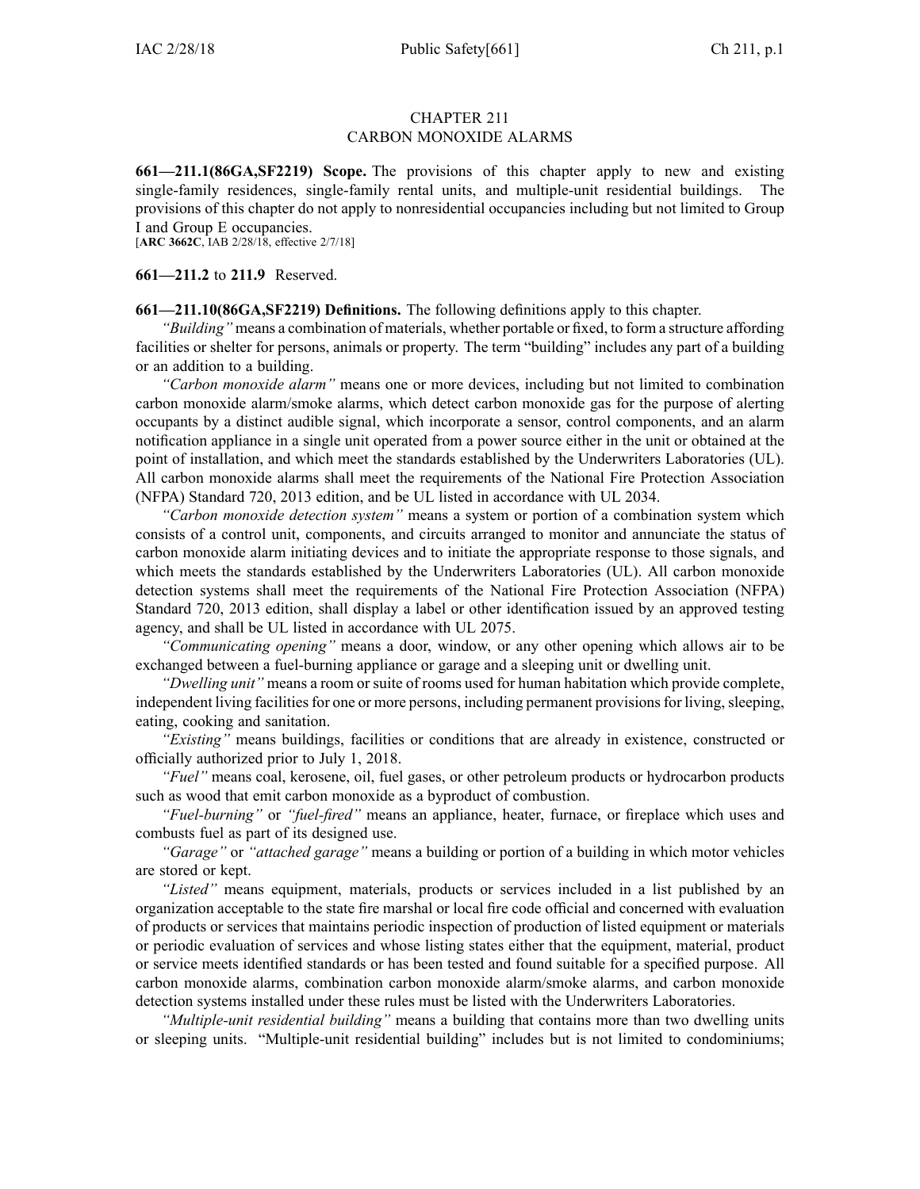# CHAPTER 211
# CARBON MONOXIDE ALARMS

**661—211.1(86GA,SF2219) Scope.** The provisions of this chapter apply to new and existing single-family residences, single-family rental units, and multiple-unit residential buildings. The provisions of this chapter do not apply to nonresidential occupancies including but not limited to Group I and Group E occupancies.
[**ARC 3662C**, IAB 2/28/18, effective 2/7/18]

**661—211.2** to **211.9** Reserved.

**661—211.10(86GA,SF2219) Definitions.** The following definitions apply to this chapter.

*"Building"* means a combination of materials, whether portable or fixed, to form a structure affording facilities or shelter for persons, animals or property. The term "building" includes any part of a building or an addition to a building.

*"Carbon monoxide alarm"* means one or more devices, including but not limited to combination carbon monoxide alarm/smoke alarms, which detect carbon monoxide gas for the purpose of alerting occupants by a distinct audible signal, which incorporate a sensor, control components, and an alarm notification appliance in a single unit operated from a power source either in the unit or obtained at the point of installation, and which meet the standards established by the Underwriters Laboratories (UL). All carbon monoxide alarms shall meet the requirements of the National Fire Protection Association (NFPA) Standard 720, 2013 edition, and be UL listed in accordance with UL 2034.

*"Carbon monoxide detection system"* means a system or portion of a combination system which consists of a control unit, components, and circuits arranged to monitor and annunciate the status of carbon monoxide alarm initiating devices and to initiate the appropriate response to those signals, and which meets the standards established by the Underwriters Laboratories (UL). All carbon monoxide detection systems shall meet the requirements of the National Fire Protection Association (NFPA) Standard 720, 2013 edition, shall display a label or other identification issued by an approved testing agency, and shall be UL listed in accordance with UL 2075.

*"Communicating opening"* means a door, window, or any other opening which allows air to be exchanged between a fuel-burning appliance or garage and a sleeping unit or dwelling unit.

*"Dwelling unit"* means a room or suite of rooms used for human habitation which provide complete, independent living facilities for one or more persons, including permanent provisions for living, sleeping, eating, cooking and sanitation.

*"Existing"* means buildings, facilities or conditions that are already in existence, constructed or officially authorized prior to July 1, 2018.

*"Fuel"* means coal, kerosene, oil, fuel gases, or other petroleum products or hydrocarbon products such as wood that emit carbon monoxide as a byproduct of combustion.

*"Fuel-burning"* or *"fuel-fired"* means an appliance, heater, furnace, or fireplace which uses and combusts fuel as part of its designed use.

*"Garage"* or *"attached garage"* means a building or portion of a building in which motor vehicles are stored or kept.

*"Listed"* means equipment, materials, products or services included in a list published by an organization acceptable to the state fire marshal or local fire code official and concerned with evaluation of products or services that maintains periodic inspection of production of listed equipment or materials or periodic evaluation of services and whose listing states either that the equipment, material, product or service meets identified standards or has been tested and found suitable for a specified purpose. All carbon monoxide alarms, combination carbon monoxide alarm/smoke alarms, and carbon monoxide detection systems installed under these rules must be listed with the Underwriters Laboratories.

*"Multiple-unit residential building"* means a building that contains more than two dwelling units or sleeping units. "Multiple-unit residential building" includes but is not limited to condominiums;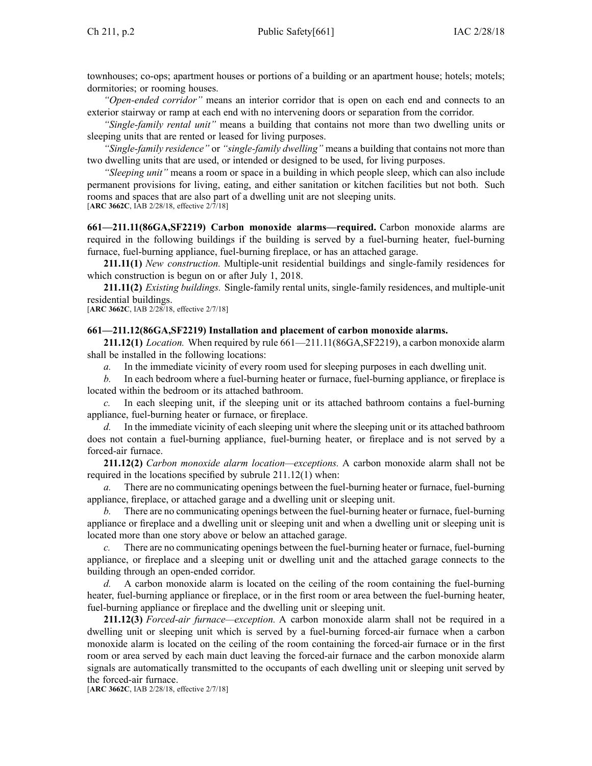townhouses; co-ops; apartment houses or portions of a building or an apartment house; hotels; motels; dormitories; or rooming houses.

*"Open-ended corridor"* means an interior corridor that is open on each end and connects to an exterior stairway or ramp at each end with no intervening doors or separation from the corridor.

*"Single-family rental unit"* means a building that contains not more than two dwelling units or sleeping units that are rented or leased for living purposes.

*"Single-family residence"* or *"single-family dwelling"* means a building that contains not more than two dwelling units that are used, or intended or designed to be used, for living purposes.

*"Sleeping unit"* means a room or space in a building in which people sleep, which can also include permanent provisions for living, eating, and either sanitation or kitchen facilities but not both. Such rooms and spaces that are also part of a dwelling unit are not sleeping units.
[**ARC 3662C**, IAB 2/28/18, effective 2/7/18]

**661—211.11(86GA,SF2219) Carbon monoxide alarms—required.** Carbon monoxide alarms are required in the following buildings if the building is served by a fuel-burning heater, fuel-burning furnace, fuel-burning appliance, fuel-burning fireplace, or has an attached garage.

**211.11(1)** *New construction.* Multiple-unit residential buildings and single-family residences for which construction is begun on or after July 1, 2018.

**211.11(2)** *Existing buildings.* Single-family rental units, single-family residences, and multiple-unit residential buildings.
[**ARC 3662C**, IAB 2/28/18, effective 2/7/18]

**661—211.12(86GA,SF2219) Installation and placement of carbon monoxide alarms.**

**211.12(1)** *Location.* When required by rule 661—211.11(86GA,SF2219), a carbon monoxide alarm shall be installed in the following locations:

*a.* In the immediate vicinity of every room used for sleeping purposes in each dwelling unit.

*b.* In each bedroom where a fuel-burning heater or furnace, fuel-burning appliance, or fireplace is located within the bedroom or its attached bathroom.

*c.* In each sleeping unit, if the sleeping unit or its attached bathroom contains a fuel-burning appliance, fuel-burning heater or furnace, or fireplace.

*d.* In the immediate vicinity of each sleeping unit where the sleeping unit or its attached bathroom does not contain a fuel-burning appliance, fuel-burning heater, or fireplace and is not served by a forced-air furnace.

**211.12(2)** *Carbon monoxide alarm location—exceptions.* A carbon monoxide alarm shall not be required in the locations specified by subrule 211.12(1) when:

*a.* There are no communicating openings between the fuel-burning heater or furnace, fuel-burning appliance, fireplace, or attached garage and a dwelling unit or sleeping unit.

*b.* There are no communicating openings between the fuel-burning heater or furnace, fuel-burning appliance or fireplace and a dwelling unit or sleeping unit and when a dwelling unit or sleeping unit is located more than one story above or below an attached garage.

*c.* There are no communicating openings between the fuel-burning heater or furnace, fuel-burning appliance, or fireplace and a sleeping unit or dwelling unit and the attached garage connects to the building through an open-ended corridor.

*d.* A carbon monoxide alarm is located on the ceiling of the room containing the fuel-burning heater, fuel-burning appliance or fireplace, or in the first room or area between the fuel-burning heater, fuel-burning appliance or fireplace and the dwelling unit or sleeping unit.

**211.12(3)** *Forced-air furnace—exception.* A carbon monoxide alarm shall not be required in a dwelling unit or sleeping unit which is served by a fuel-burning forced-air furnace when a carbon monoxide alarm is located on the ceiling of the room containing the forced-air furnace or in the first room or area served by each main duct leaving the forced-air furnace and the carbon monoxide alarm signals are automatically transmitted to the occupants of each dwelling unit or sleeping unit served by the forced-air furnace.
[**ARC 3662C**, IAB 2/28/18, effective 2/7/18]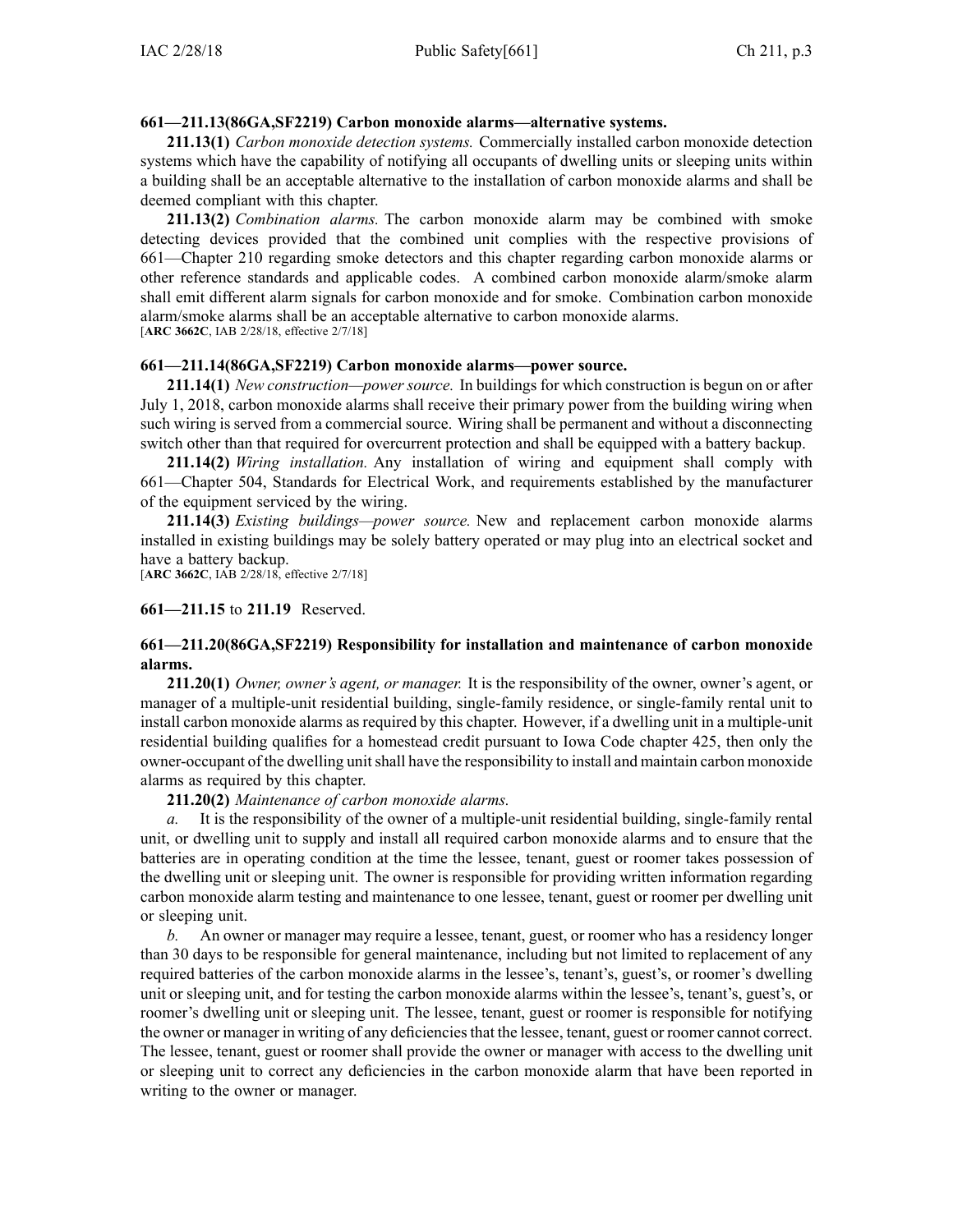### 661—211.13(86GA,SF2219) Carbon monoxide alarms—alternative systems.

**211.13(1)** *Carbon monoxide detection systems.* Commercially installed carbon monoxide detection systems which have the capability of notifying all occupants of dwelling units or sleeping units within a building shall be an acceptable alternative to the installation of carbon monoxide alarms and shall be deemed compliant with this chapter.

**211.13(2)** *Combination alarms.* The carbon monoxide alarm may be combined with smoke detecting devices provided that the combined unit complies with the respective provisions of 661—Chapter 210 regarding smoke detectors and this chapter regarding carbon monoxide alarms or other reference standards and applicable codes. A combined carbon monoxide alarm/smoke alarm shall emit different alarm signals for carbon monoxide and for smoke. Combination carbon monoxide alarm/smoke alarms shall be an acceptable alternative to carbon monoxide alarms.
[**ARC 3662C**, IAB 2/28/18, effective 2/7/18]

### 661—211.14(86GA,SF2219) Carbon monoxide alarms—power source.

**211.14(1)** *New construction—power source.* In buildings for which construction is begun on or after July 1, 2018, carbon monoxide alarms shall receive their primary power from the building wiring when such wiring is served from a commercial source. Wiring shall be permanent and without a disconnecting switch other than that required for overcurrent protection and shall be equipped with a battery backup.

**211.14(2)** *Wiring installation.* Any installation of wiring and equipment shall comply with 661—Chapter 504, Standards for Electrical Work, and requirements established by the manufacturer of the equipment serviced by the wiring.

**211.14(3)** *Existing buildings—power source.* New and replacement carbon monoxide alarms installed in existing buildings may be solely battery operated or may plug into an electrical socket and have a battery backup.
[**ARC 3662C**, IAB 2/28/18, effective 2/7/18]

### 661—211.15 to 211.19 Reserved.

### 661—211.20(86GA,SF2219) Responsibility for installation and maintenance of carbon monoxide alarms.

**211.20(1)** *Owner, owner's agent, or manager.* It is the responsibility of the owner, owner's agent, or manager of a multiple-unit residential building, single-family residence, or single-family rental unit to install carbon monoxide alarms as required by this chapter. However, if a dwelling unit in a multiple-unit residential building qualifies for a homestead credit pursuant to Iowa Code chapter 425, then only the owner-occupant of the dwelling unit shall have the responsibility to install and maintain carbon monoxide alarms as required by this chapter.

**211.20(2)** *Maintenance of carbon monoxide alarms.*

*a.* It is the responsibility of the owner of a multiple-unit residential building, single-family rental unit, or dwelling unit to supply and install all required carbon monoxide alarms and to ensure that the batteries are in operating condition at the time the lessee, tenant, guest or roomer takes possession of the dwelling unit or sleeping unit. The owner is responsible for providing written information regarding carbon monoxide alarm testing and maintenance to one lessee, tenant, guest or roomer per dwelling unit or sleeping unit.

*b.* An owner or manager may require a lessee, tenant, guest, or roomer who has a residency longer than 30 days to be responsible for general maintenance, including but not limited to replacement of any required batteries of the carbon monoxide alarms in the lessee's, tenant's, guest's, or roomer's dwelling unit or sleeping unit, and for testing the carbon monoxide alarms within the lessee's, tenant's, guest's, or roomer's dwelling unit or sleeping unit. The lessee, tenant, guest or roomer is responsible for notifying the owner or manager in writing of any deficiencies that the lessee, tenant, guest or roomer cannot correct. The lessee, tenant, guest or roomer shall provide the owner or manager with access to the dwelling unit or sleeping unit to correct any deficiencies in the carbon monoxide alarm that have been reported in writing to the owner or manager.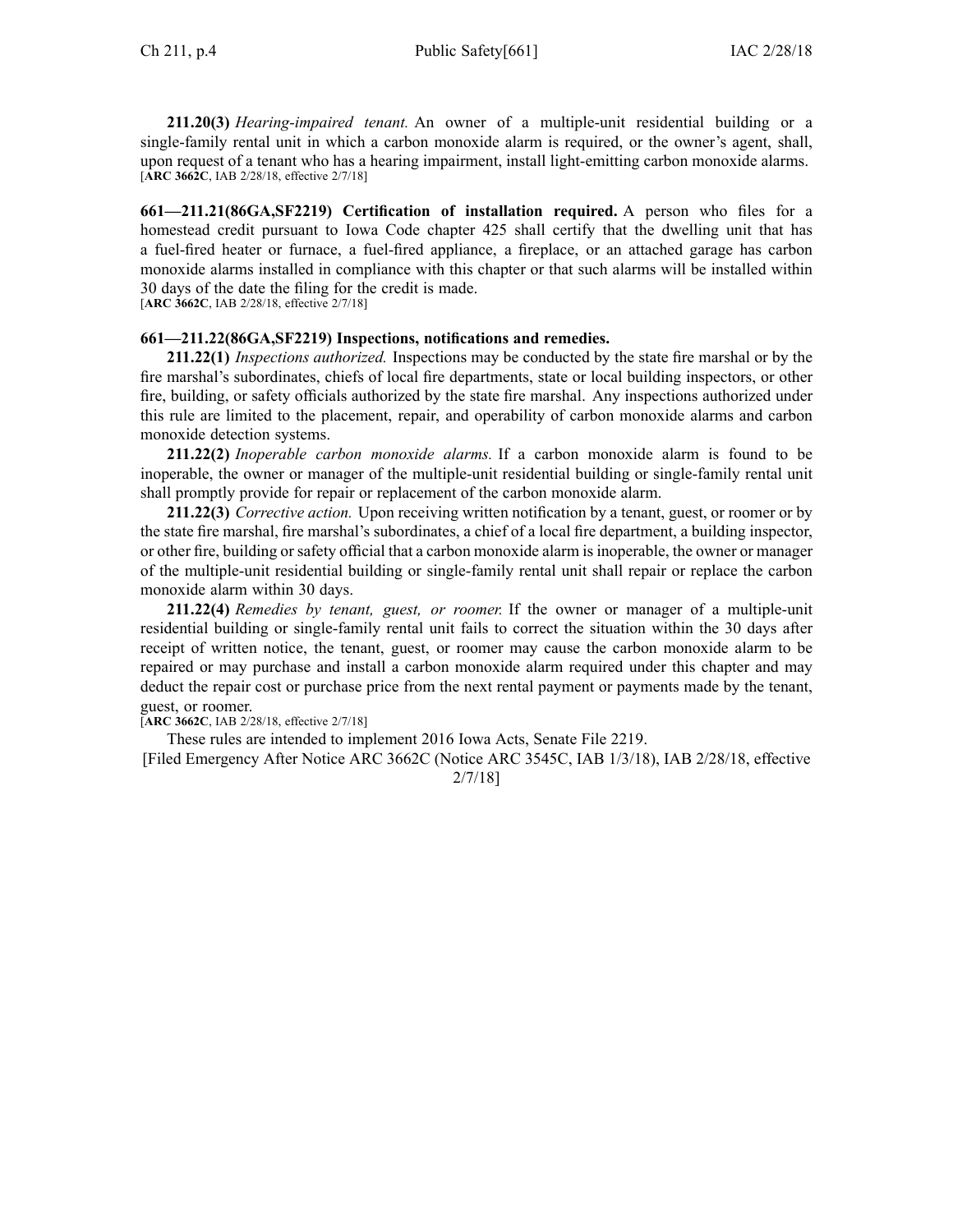**211.20(3)** *Hearing-impaired tenant.* An owner of a multiple-unit residential building or a single-family rental unit in which a carbon monoxide alarm is required, or the owner's agent, shall, upon request of a tenant who has a hearing impairment, install light-emitting carbon monoxide alarms.
[**ARC 3662C**, IAB 2/28/18, effective 2/7/18]

**661—211.21(86GA,SF2219) Certification of installation required.** A person who files for a homestead credit pursuant to Iowa Code chapter 425 shall certify that the dwelling unit that has a fuel-fired heater or furnace, a fuel-fired appliance, a fireplace, or an attached garage has carbon monoxide alarms installed in compliance with this chapter or that such alarms will be installed within 30 days of the date the filing for the credit is made.
[**ARC 3662C**, IAB 2/28/18, effective 2/7/18]

**661—211.22(86GA,SF2219) Inspections, notifications and remedies.**

**211.22(1)** *Inspections authorized.* Inspections may be conducted by the state fire marshal or by the fire marshal's subordinates, chiefs of local fire departments, state or local building inspectors, or other fire, building, or safety officials authorized by the state fire marshal. Any inspections authorized under this rule are limited to the placement, repair, and operability of carbon monoxide alarms and carbon monoxide detection systems.

**211.22(2)** *Inoperable carbon monoxide alarms.* If a carbon monoxide alarm is found to be inoperable, the owner or manager of the multiple-unit residential building or single-family rental unit shall promptly provide for repair or replacement of the carbon monoxide alarm.

**211.22(3)** *Corrective action.* Upon receiving written notification by a tenant, guest, or roomer or by the state fire marshal, fire marshal's subordinates, a chief of a local fire department, a building inspector, or other fire, building or safety official that a carbon monoxide alarm is inoperable, the owner or manager of the multiple-unit residential building or single-family rental unit shall repair or replace the carbon monoxide alarm within 30 days.

**211.22(4)** *Remedies by tenant, guest, or roomer.* If the owner or manager of a multiple-unit residential building or single-family rental unit fails to correct the situation within the 30 days after receipt of written notice, the tenant, guest, or roomer may cause the carbon monoxide alarm to be repaired or may purchase and install a carbon monoxide alarm required under this chapter and may deduct the repair cost or purchase price from the next rental payment or payments made by the tenant, guest, or roomer.
[**ARC 3662C**, IAB 2/28/18, effective 2/7/18]

These rules are intended to implement 2016 Iowa Acts, Senate File 2219.

[Filed Emergency After Notice ARC 3662C (Notice ARC 3545C, IAB 1/3/18), IAB 2/28/18, effective 2/7/18]